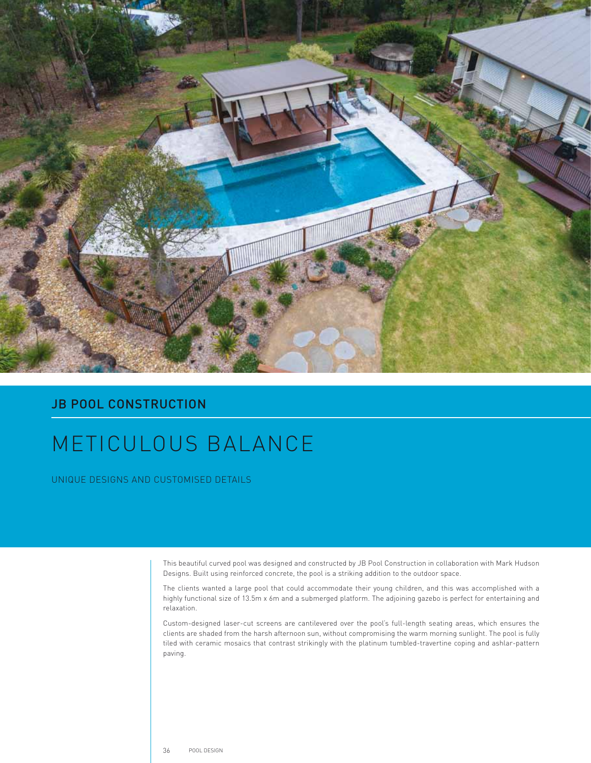JB POOL CONSTRUCTION

# METICULOUS BALANCE

UNIQUE DESIGNS AND CUSTOMISED DETAILS

This beautiful curved pool was designed and constructed by JB Pool Construction in collaboration with Mark Hudson Designs. Built using reinforced concrete, the pool is a striking addition to the outdoor space.

The clients wanted a large pool that could accommodate their young children, and this was accomplished with a highly functional size of 13.5m x 6m and a submerged platform. The adjoining gazebo is perfect for entertaining and relaxation.

Custom-designed laser-cut screens are cantilevered over the pool's full-length seating areas, which ensures the clients are shaded from the harsh afternoon sun, without compromising the warm morning sunlight. The pool is fully tiled with ceramic mosaics that contrast strikingly with the platinum tumbled-travertine coping and ashlar-pattern paving.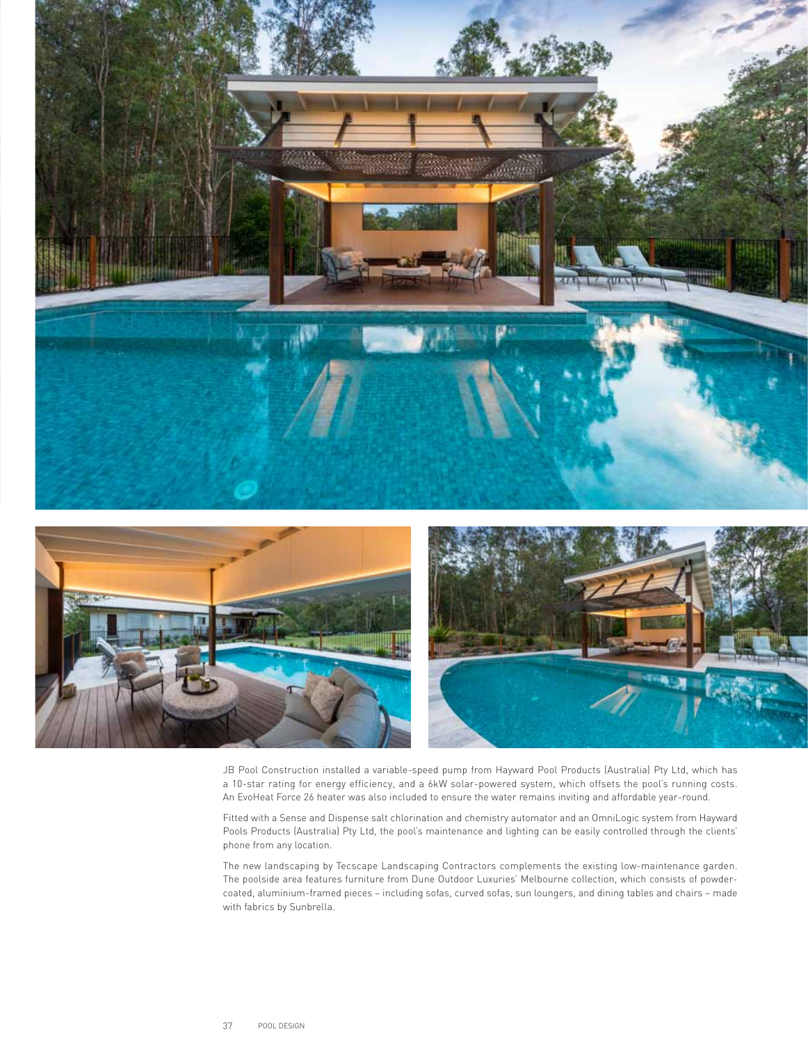JB Pool Construction installed a variable-speed pump from Hayward Pool Products (Australia) Pty Ltd, which has a 10-star rating for energy efficiency, and a 6kW solar-powered system, which offsets the pool's running costs. An EvoHeat Force 26 heater was also included to ensure the water remains inviting and affordable year-round.

Fitted with a Sense and Dispense salt chlorination and chemistry automator and an OmniLogic system from Hayward Pools Products (Australia) Pty Ltd, the pool's maintenance and lighting can be easily controlled through the clients' phone from any location.

The new landscaping by Tecscape Landscaping Contractors complements the existing low-maintenance garden. The poolside area features furniture from Dune Outdoor Luxuries' Melbourne collection, which consists of powder-coated, aluminium-framed pieces – including sofas, curved sofas, sun loungers, and dining tables and chairs – made with fabrics by Sunbrella.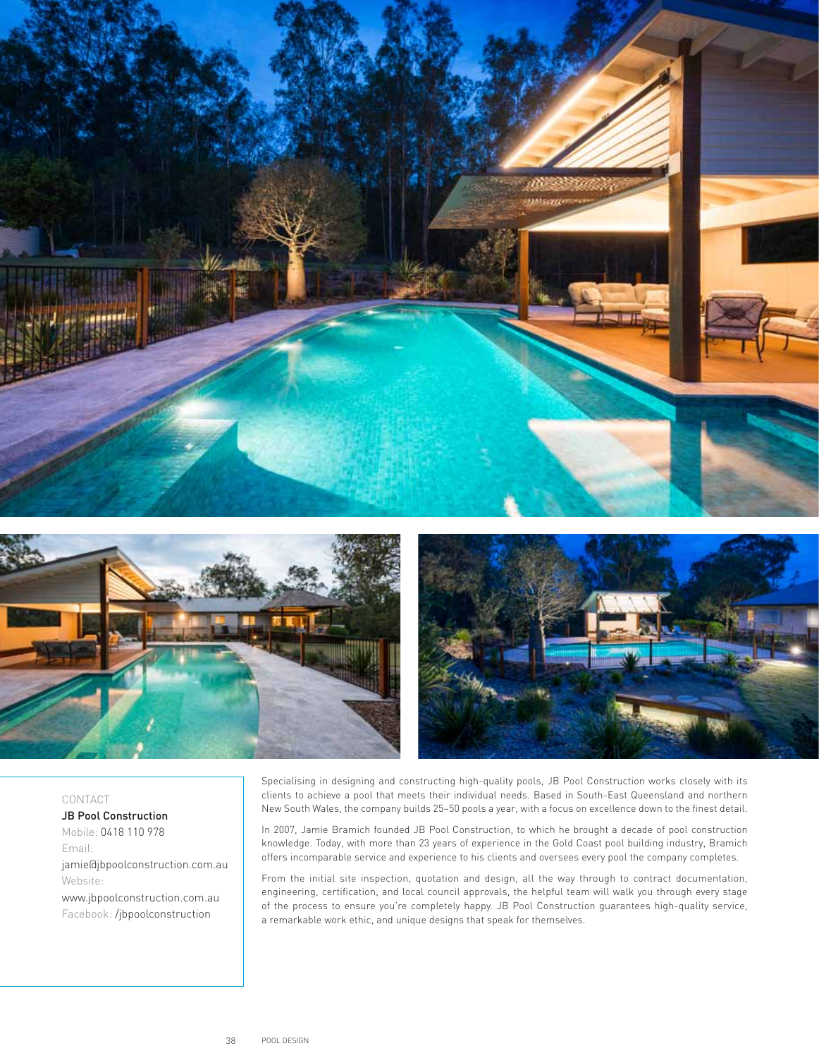CONTACT

**JB Pool Construction**

Mobile: 0418 110 978

Email:

jamie@jbpoolconstruction.com.au

Website:

www.jbpoolconstruction.com.au

Facebook: /jbpoolconstruction

Specialising in designing and constructing high-quality pools, JB Pool Construction works closely with its clients to achieve a pool that meets their individual needs. Based in South-East Queensland and northern New South Wales, the company builds 25–50 pools a year, with a focus on excellence down to the finest detail.

In 2007, Jamie Bramich founded JB Pool Construction, to which he brought a decade of pool construction knowledge. Today, with more than 23 years of experience in the Gold Coast pool building industry, Bramich offers incomparable service and experience to his clients and oversees every pool the company completes.

From the initial site inspection, quotation and design, all the way through to contract documentation, engineering, certification, and local council approvals, the helpful team will walk you through every stage of the process to ensure you're completely happy. JB Pool Construction guarantees high-quality service, a remarkable work ethic, and unique designs that speak for themselves.